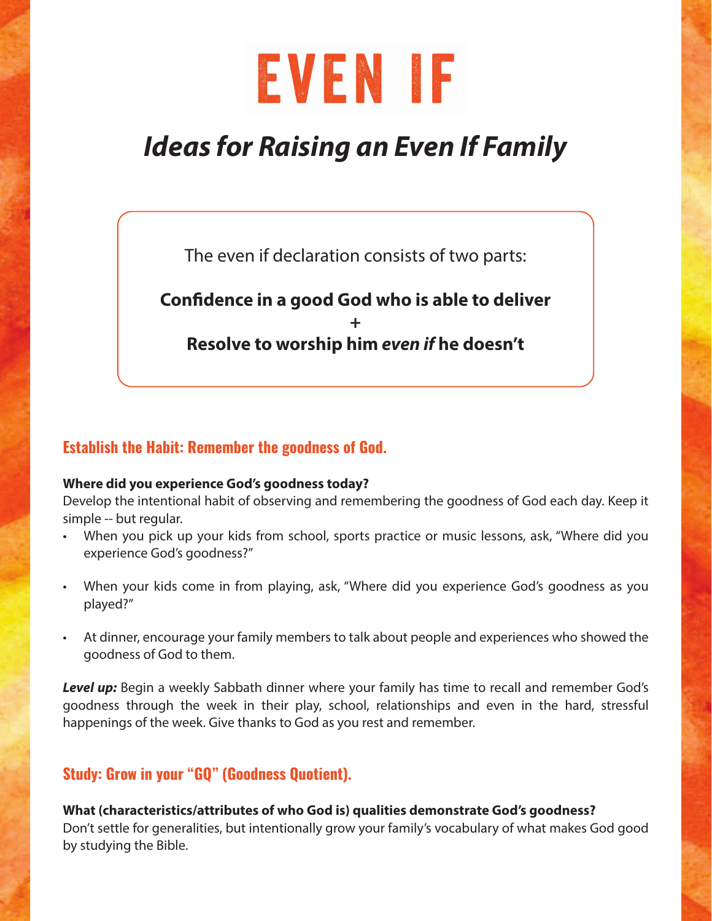# EVEN IF

## *Ideas for Raising an Even If Family*

The even if declaration consists of two parts:

**Confidence in a good God who is able to deliver**

**+**

**Resolve to worship him *even if* he doesn't**

### Establish the Habit: Remember the goodness of God.

**Where did you experience God's goodness today?**

Develop the intentional habit of observing and remembering the goodness of God each day. Keep it simple -- but regular.

- When you pick up your kids from school, sports practice or music lessons, ask, "Where did you experience God's goodness?"
- When your kids come in from playing, ask, "Where did you experience God's goodness as you played?"
- At dinner, encourage your family members to talk about people and experiences who showed the goodness of God to them.

***Level up:*** Begin a weekly Sabbath dinner where your family has time to recall and remember God's goodness through the week in their play, school, relationships and even in the hard, stressful happenings of the week. Give thanks to God as you rest and remember.

### Study: Grow in your "GQ" (Goodness Quotient).

**What (characteristics/attributes of who God is) qualities demonstrate God's goodness?**

Don't settle for generalities, but intentionally grow your family's vocabulary of what makes God good by studying the Bible.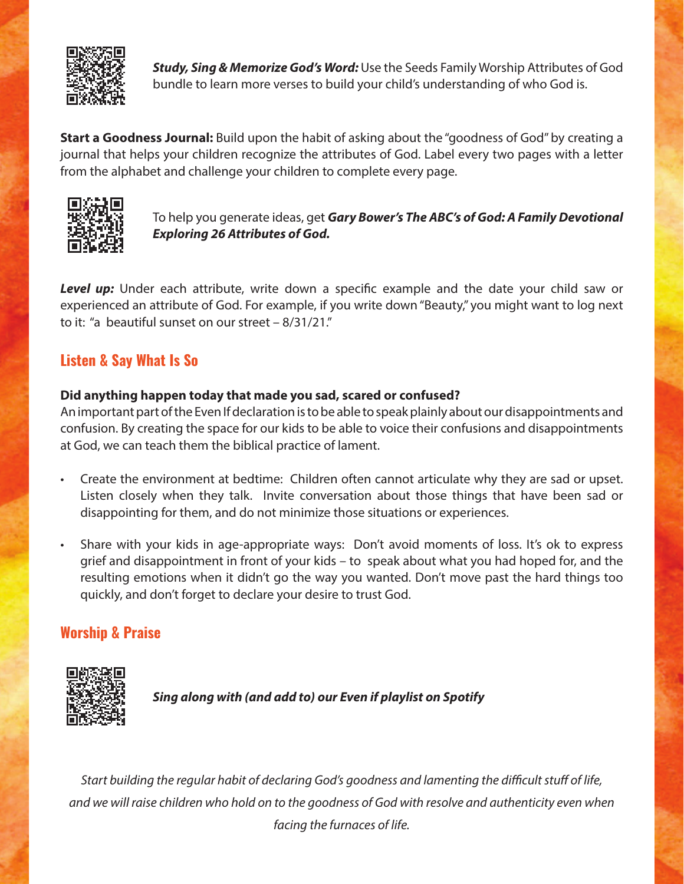***Study, Sing & Memorize God's Word:*** Use the Seeds Family Worship Attributes of God bundle to learn more verses to build your child's understanding of who God is.

**Start a Goodness Journal:** Build upon the habit of asking about the "goodness of God" by creating a journal that helps your children recognize the attributes of God. Label every two pages with a letter from the alphabet and challenge your children to complete every page.

To help you generate ideas, get ***Gary Bower's The ABC's of God: A Family Devotional Exploring 26 Attributes of God.***

***Level up:*** Under each attribute, write down a specific example and the date your child saw or experienced an attribute of God. For example, if you write down "Beauty," you might want to log next to it: "a beautiful sunset on our street – 8/31/21."

## Listen & Say What Is So

**Did anything happen today that made you sad, scared or confused?**
An important part of the Even If declaration is to be able to speak plainly about our disappointments and confusion. By creating the space for our kids to be able to voice their confusions and disappointments at God, we can teach them the biblical practice of lament.

- Create the environment at bedtime: Children often cannot articulate why they are sad or upset. Listen closely when they talk. Invite conversation about those things that have been sad or disappointing for them, and do not minimize those situations or experiences.

- Share with your kids in age-appropriate ways: Don't avoid moments of loss. It's ok to express grief and disappointment in front of your kids – to speak about what you had hoped for, and the resulting emotions when it didn't go the way you wanted. Don't move past the hard things too quickly, and don't forget to declare your desire to trust God.

## Worship & Praise

***Sing along with (and add to) our Even if playlist on Spotify***

*Start building the regular habit of declaring God's goodness and lamenting the difficult stuff of life, and we will raise children who hold on to the goodness of God with resolve and authenticity even when facing the furnaces of life.*